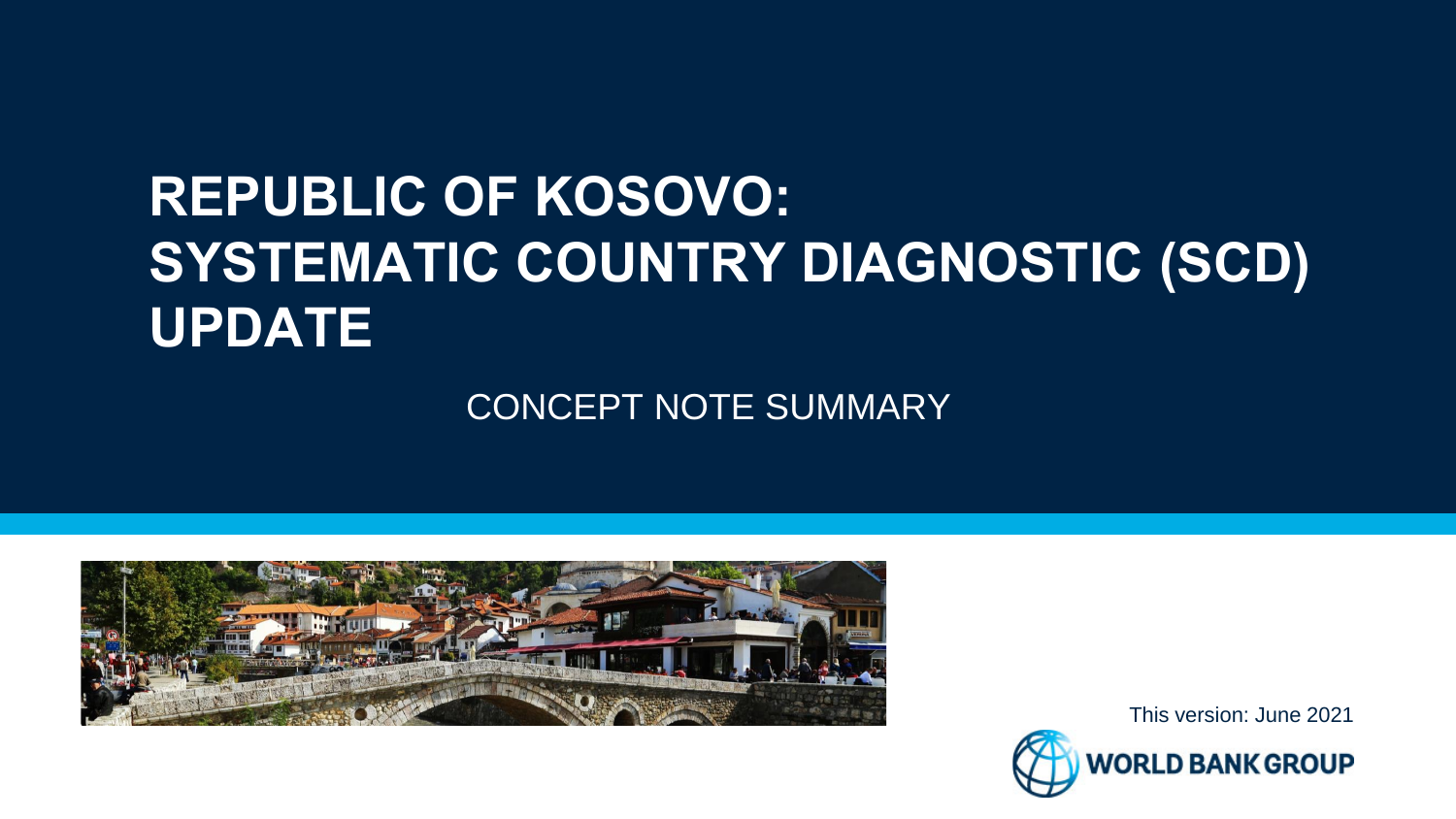# REPUBLIC OF KOSOVO: SYSTEMATIC COUNTRY DIAGNOSTIC (SCD) UPDATE

CONCEPT NOTE SUMMARY

This version: June 2021

WORLD BANK GROUP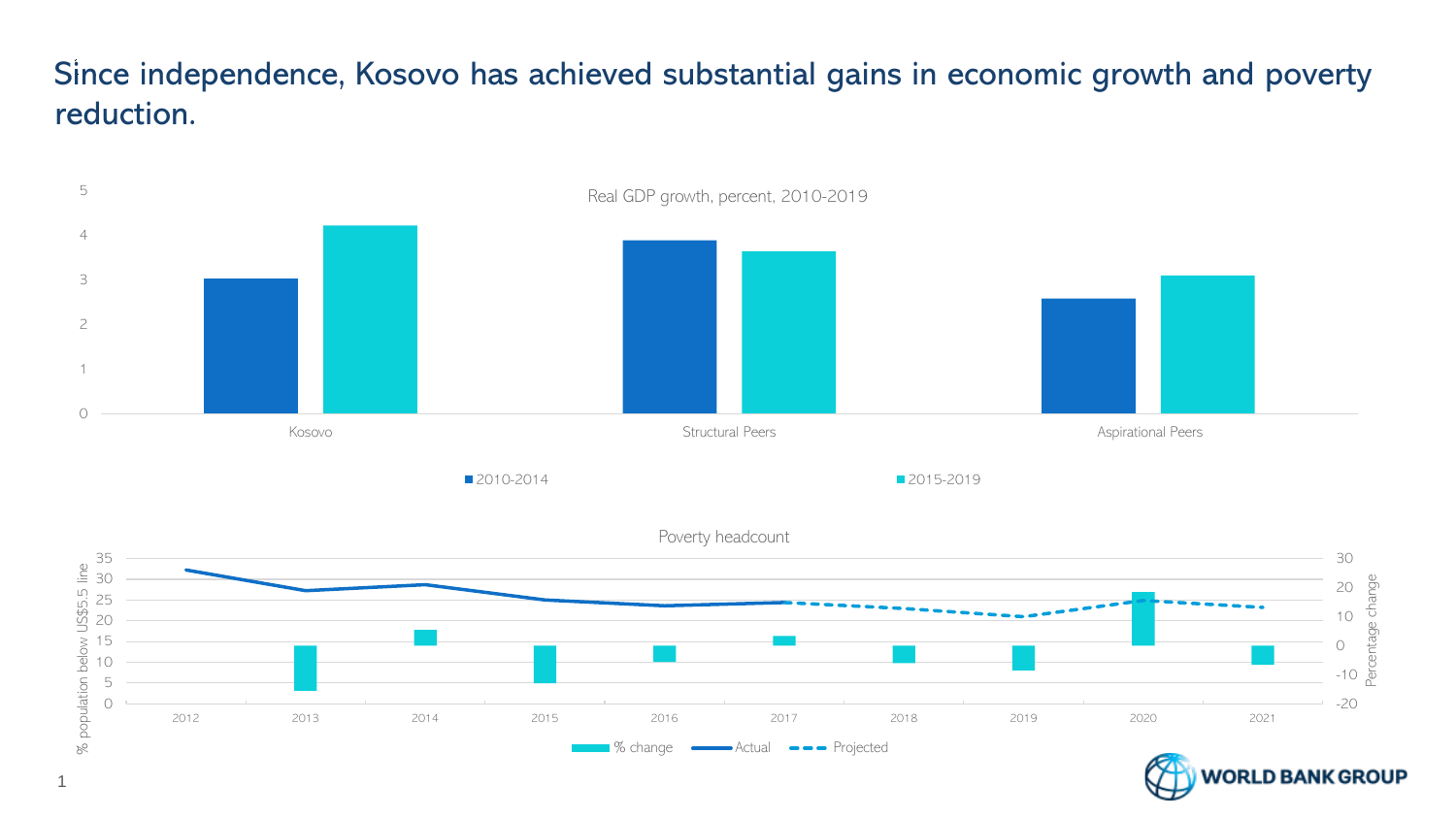# Since independence, Kosovo has achieved substantial gains in economic growth and poverty reduction.

Real GDP growth, percent, 2010-2019

Kosovo | Structural Peers | Aspirational Peers

2010-2014 | 2015-2019

Poverty headcount

% population below US$5.5 line | Percentage change

2012 2013 2014 2015 2016 2017 2018 2019 2020 2021

% change | Actual | Projected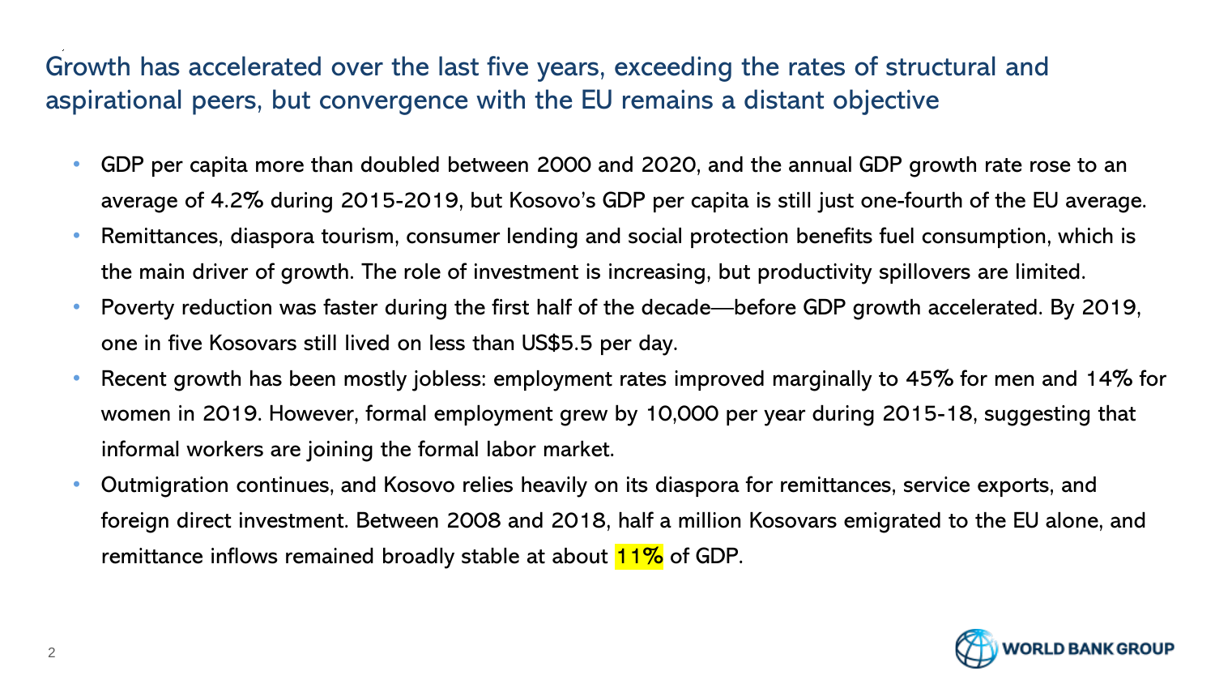## Growth has accelerated over the last five years, exceeding the rates of structural and aspirational peers, but convergence with the EU remains a distant objective

- GDP per capita more than doubled between 2000 and 2020, and the annual GDP growth rate rose to an average of 4.2% during 2015-2019, but Kosovo's GDP per capita is still just one-fourth of the EU average.
- Remittances, diaspora tourism, consumer lending and social protection benefits fuel consumption, which is the main driver of growth. The role of investment is increasing, but productivity spillovers are limited.
- Poverty reduction was faster during the first half of the decade—before GDP growth accelerated. By 2019, one in five Kosovars still lived on less than US$5.5 per day.
- Recent growth has been mostly jobless: employment rates improved marginally to 45% for men and 14% for women in 2019. However, formal employment grew by 10,000 per year during 2015-18, suggesting that informal workers are joining the formal labor market.
- Outmigration continues, and Kosovo relies heavily on its diaspora for remittances, service exports, and foreign direct investment. Between 2008 and 2018, half a million Kosovars emigrated to the EU alone, and remittance inflows remained broadly stable at about 11% of GDP.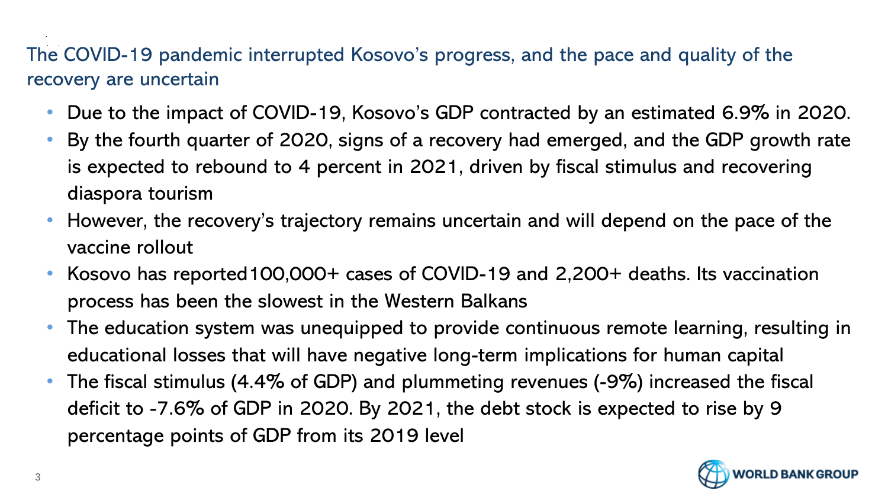## The COVID-19 pandemic interrupted Kosovo's progress, and the pace and quality of the recovery are uncertain

- Due to the impact of COVID-19, Kosovo's GDP contracted by an estimated 6.9% in 2020.
- By the fourth quarter of 2020, signs of a recovery had emerged, and the GDP growth rate is expected to rebound to 4 percent in 2021, driven by fiscal stimulus and recovering diaspora tourism
- However, the recovery's trajectory remains uncertain and will depend on the pace of the vaccine rollout
- Kosovo has reported100,000+ cases of COVID-19 and 2,200+ deaths. Its vaccination process has been the slowest in the Western Balkans
- The education system was unequipped to provide continuous remote learning, resulting in educational losses that will have negative long-term implications for human capital
- The fiscal stimulus (4.4% of GDP) and plummeting revenues (-9%) increased the fiscal deficit to -7.6% of GDP in 2020. By 2021, the debt stock is expected to rise by 9 percentage points of GDP from its 2019 level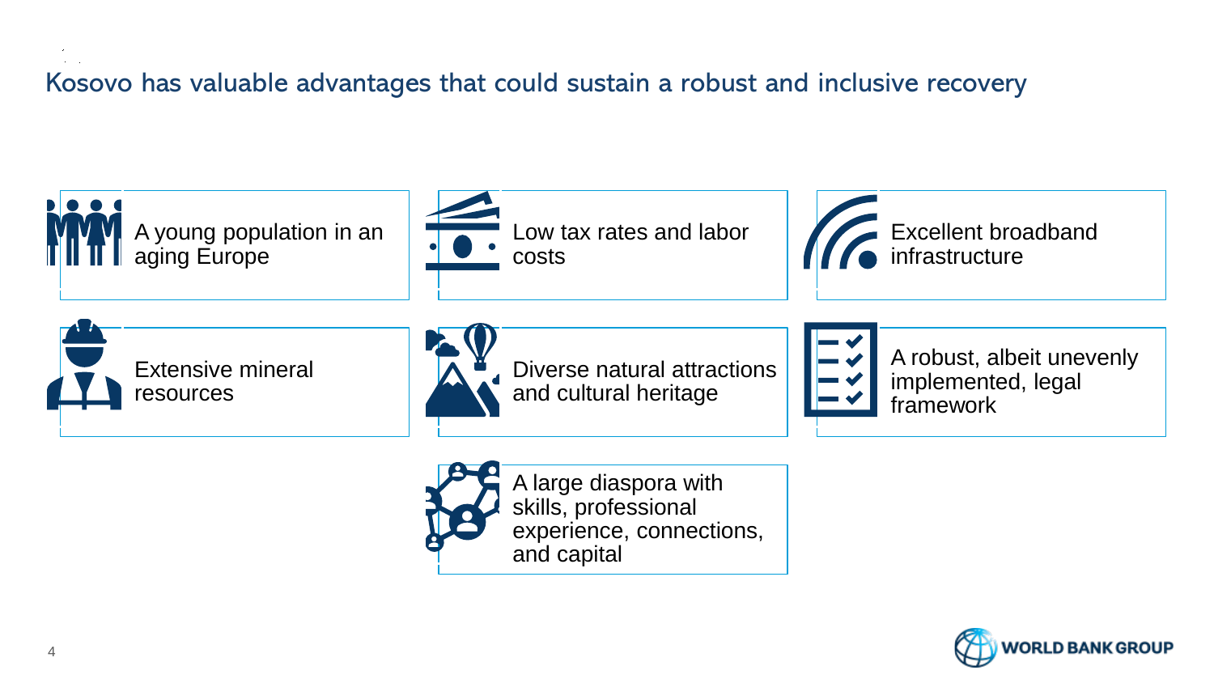## Kosovo has valuable advantages that could sustain a robust and inclusive recovery

- A young population in an aging Europe
- Low tax rates and labor costs
- Excellent broadband infrastructure
- Extensive mineral resources
- Diverse natural attractions and cultural heritage
- A robust, albeit unevenly implemented, legal framework
- A large diaspora with skills, professional experience, connections, and capital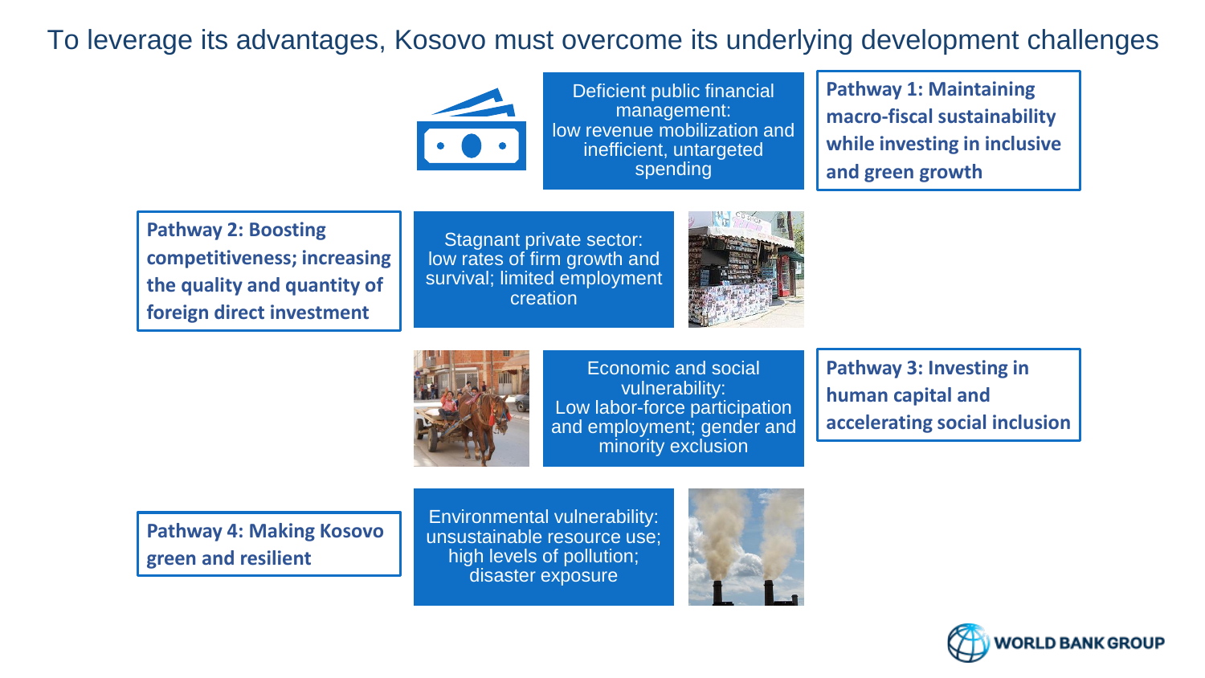# To leverage its advantages, Kosovo must overcome its underlying development challenges

Deficient public financial management: low revenue mobilization and inefficient, untargeted spending

**Pathway 1: Maintaining macro-fiscal sustainability while investing in inclusive and green growth**

**Pathway 2: Boosting competitiveness; increasing the quality and quantity of foreign direct investment**

Stagnant private sector: low rates of firm growth and survival; limited employment creation

Economic and social vulnerability: Low labor-force participation and employment; gender and minority exclusion

**Pathway 3: Investing in human capital and accelerating social inclusion**

**Pathway 4: Making Kosovo green and resilient**

Environmental vulnerability: unsustainable resource use; high levels of pollution; disaster exposure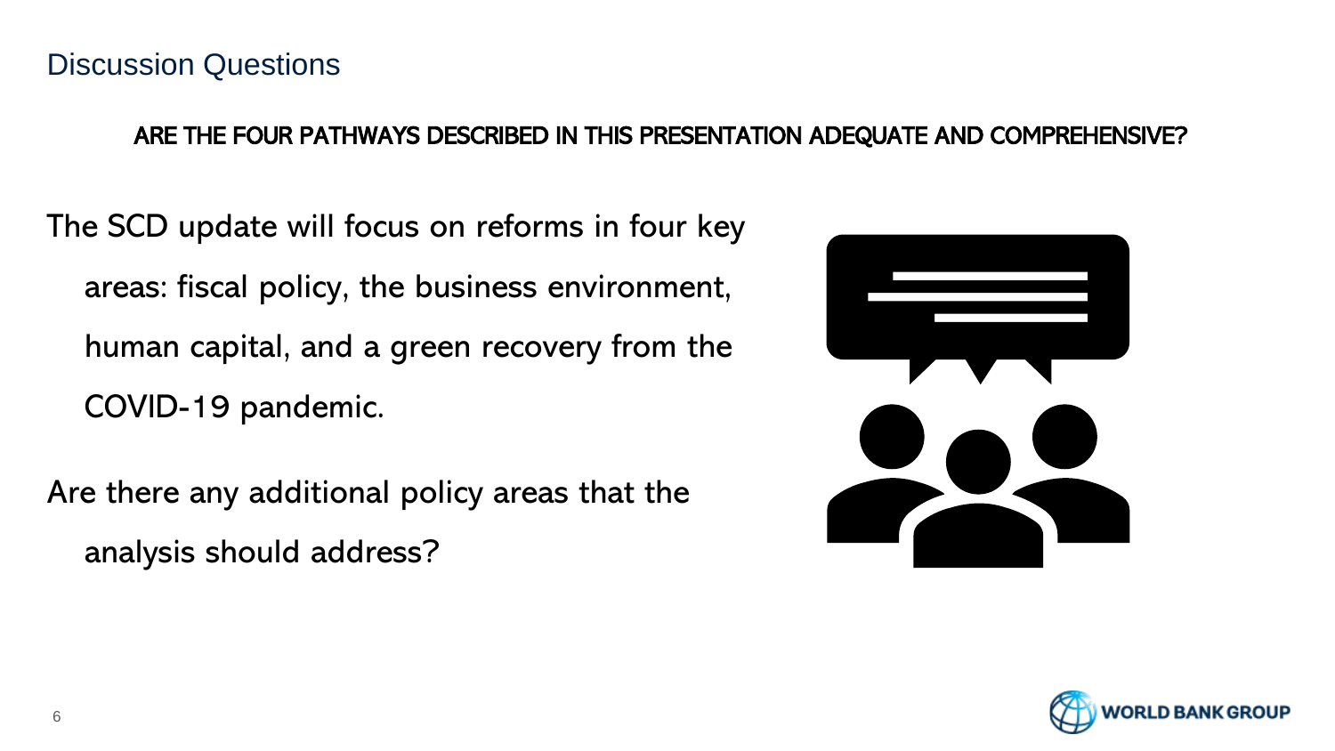## Discussion Questions

**ARE THE FOUR PATHWAYS DESCRIBED IN THIS PRESENTATION ADEQUATE AND COMPREHENSIVE?**

The SCD update will focus on reforms in four key areas: fiscal policy, the business environment, human capital, and a green recovery from the COVID-19 pandemic.

Are there any additional policy areas that the analysis should address?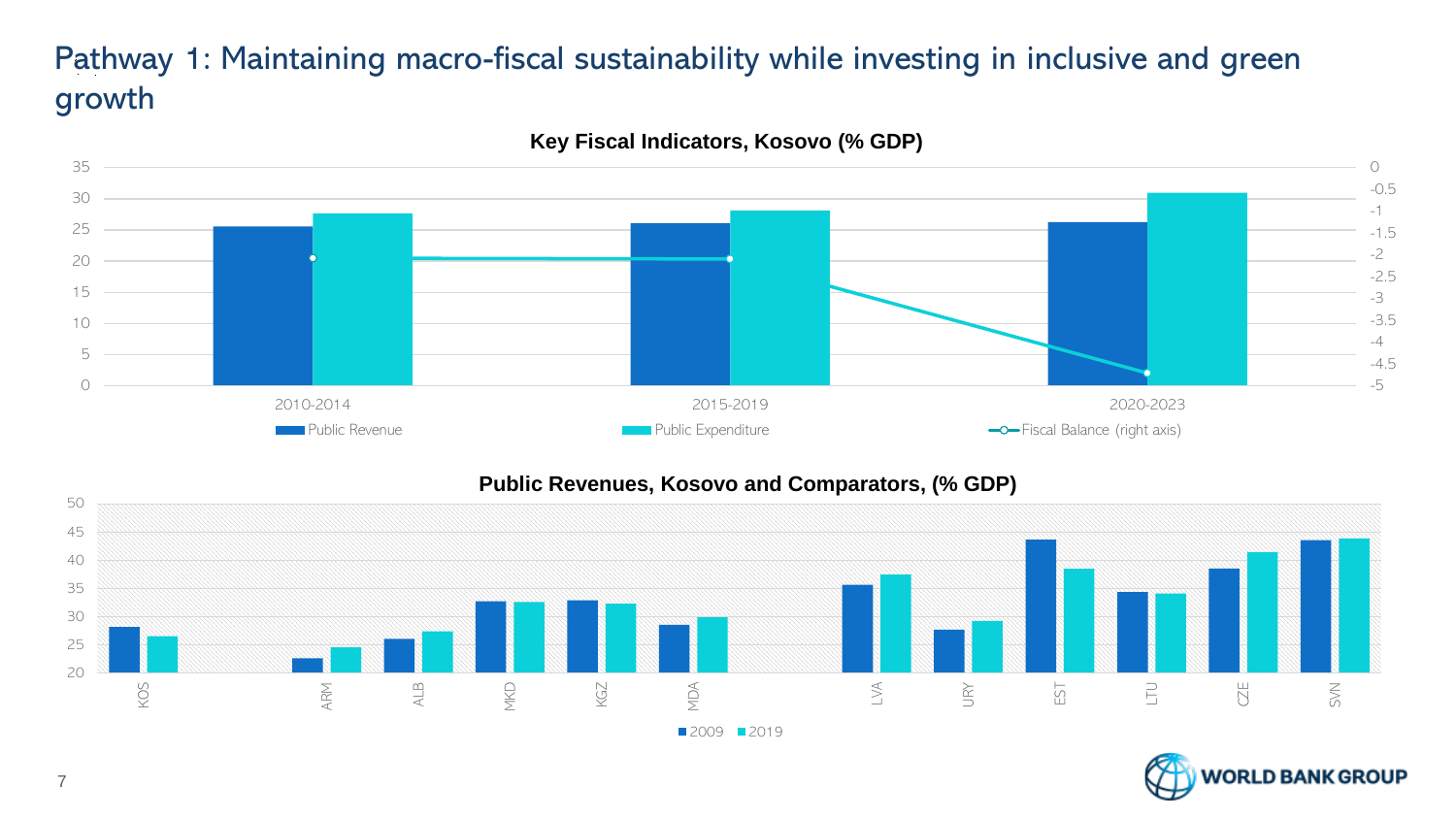# Pathway 1: Maintaining macro-fiscal sustainability while investing in inclusive and green growth

**Key Fiscal Indicators, Kosovo (% GDP)**

Legend: Public Revenue; Public Expenditure; Fiscal Balance (right axis)

Periods: 2010-2014; 2015-2019; 2020-2023

**Public Revenues, Kosovo and Comparators, (% GDP)**

Legend: 2009; 2019

Countries: KOS, ARM, ALB, MKD, KGZ, MDA, LVA, URY, EST, LTU, CZE, SVN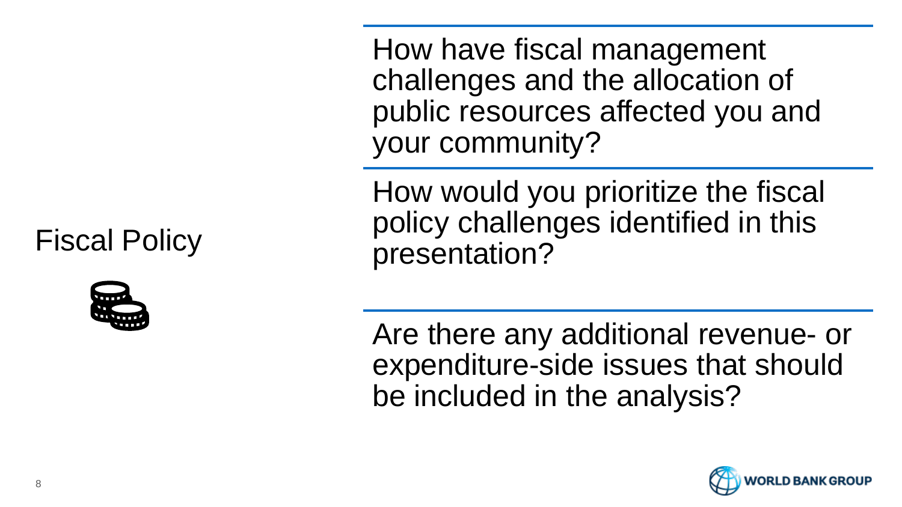# Fiscal Policy

How have fiscal management challenges and the allocation of public resources affected you and your community?

How would you prioritize the fiscal policy challenges identified in this presentation?

Are there any additional revenue- or expenditure-side issues that should be included in the analysis?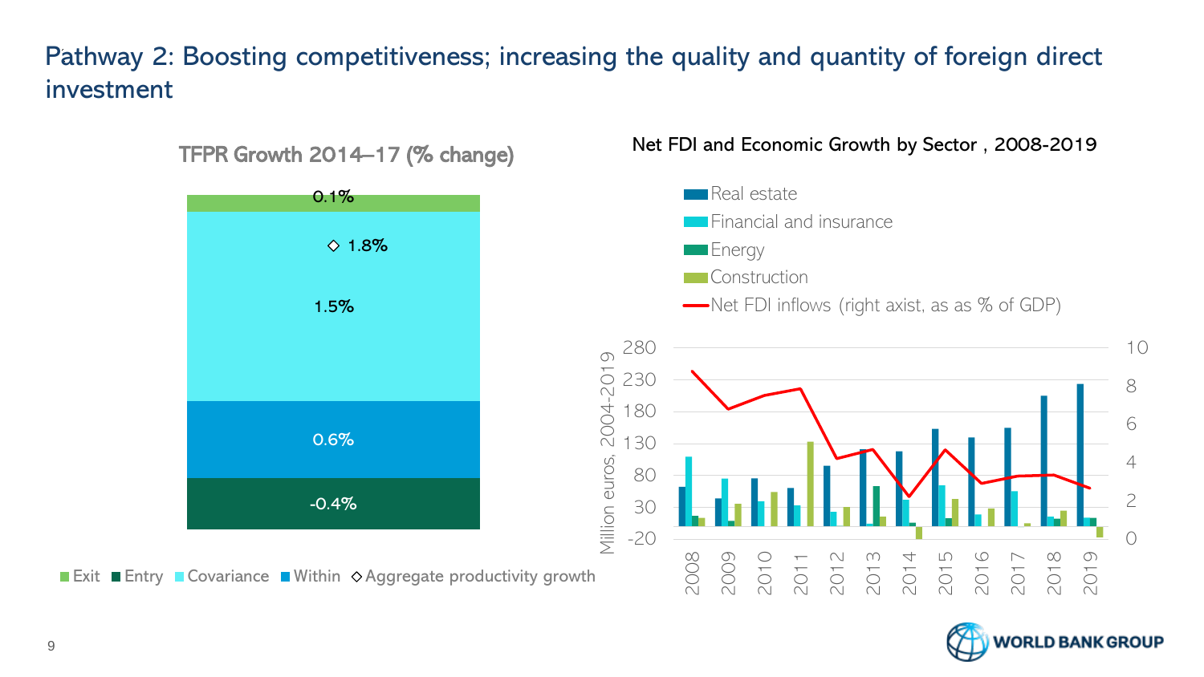# Pathway 2: Boosting competitiveness; increasing the quality and quantity of foreign direct investment

**TFPR Growth 2014–17 (% change)**

- Exit: 0.1%
- Covariance: 1.5%
- Within: 0.6%
- Entry: -0.4%
- Aggregate productivity growth: 1.8%

Exit | Entry | Covariance | Within | ◇ Aggregate productivity growth

**Net FDI and Economic Growth by Sector , 2008-2019**

Legend: Real estate; Financial and insurance; Energy; Construction; Net FDI inflows (right axist, as as % of GDP)

Left axis: Million euros, 2004-2019 (-20 to 280)
Right axis: 0 to 10
Years: 2008, 2009, 2010, 2011, 2012, 2013, 2014, 2015, 2016, 2017, 2018, 2019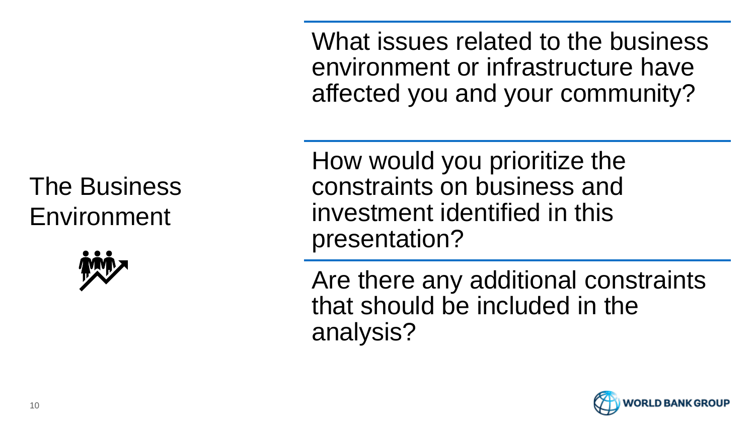# The Business Environment

What issues related to the business environment or infrastructure have affected you and your community?

How would you prioritize the constraints on business and investment identified in this presentation?

Are there any additional constraints that should be included in the analysis?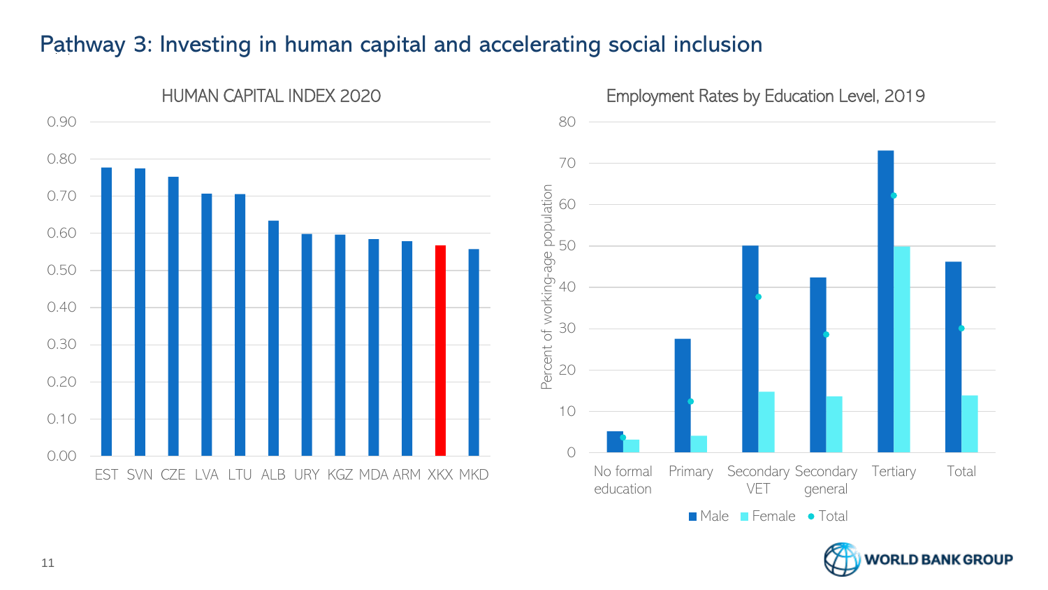# Pathway 3: Investing in human capital and accelerating social inclusion

HUMAN CAPITAL INDEX 2020

| Country | HCI |
|---|---|
| EST | 0.78 |
| SVN | 0.77 |
| CZE | 0.75 |
| LVA | 0.71 |
| LTU | 0.71 |
| ALB | 0.63 |
| URY | 0.60 |
| KGZ | 0.60 |
| MDA | 0.58 |
| ARM | 0.58 |
| XKX | 0.57 |
| MKD | 0.56 |

Employment Rates by Education Level, 2019

Percent of working-age population

| Education level | Male | Female | Total |
|---|---|---|---|
| No formal education | 5 | 3 | 4 |
| Primary | 28 | 4 | 12 |
| Secondary VET | 50 | 15 | 38 |
| Secondary general | 42 | 14 | 29 |
| Tertiary | 73 | 50 | 62 |
| Total | 46 | 14 | 30 |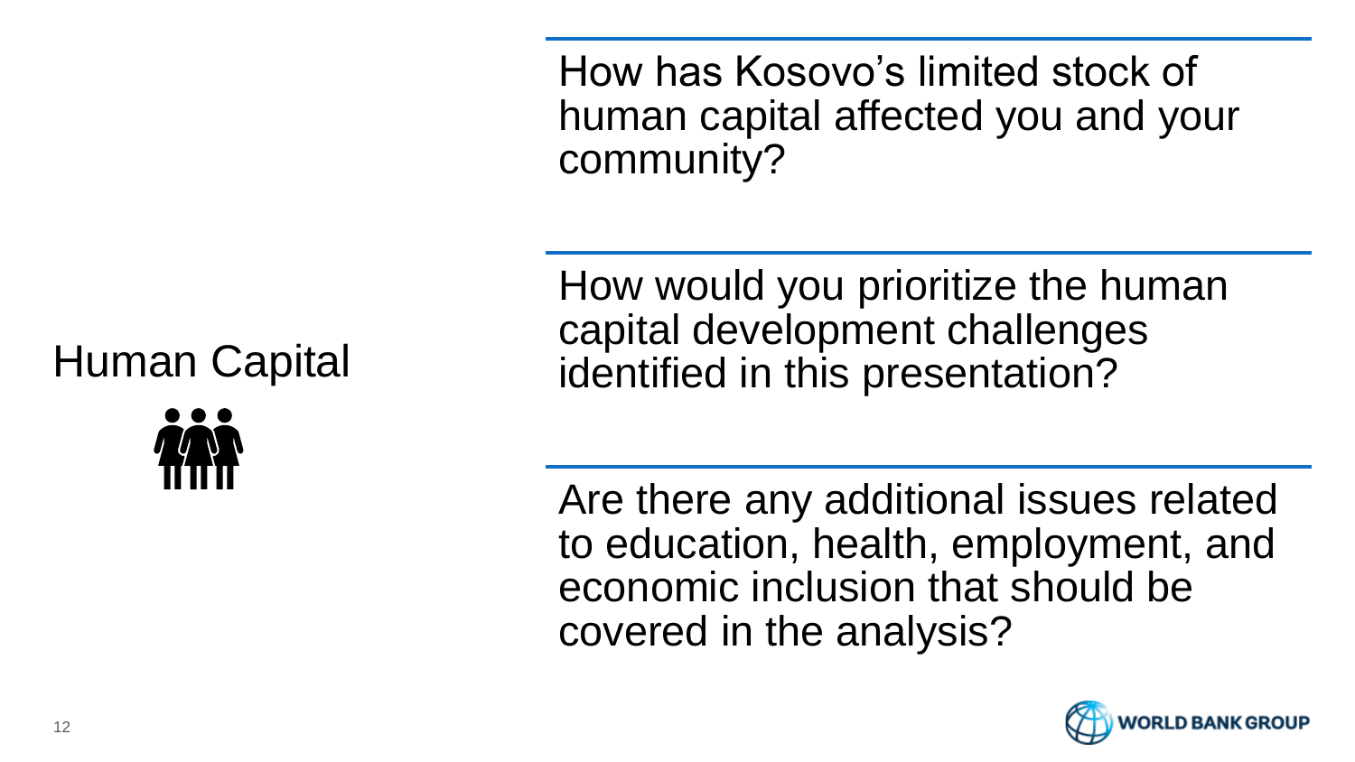## Human Capital

How has Kosovo's limited stock of human capital affected you and your community?

How would you prioritize the human capital development challenges identified in this presentation?

Are there any additional issues related to education, health, employment, and economic inclusion that should be covered in the analysis?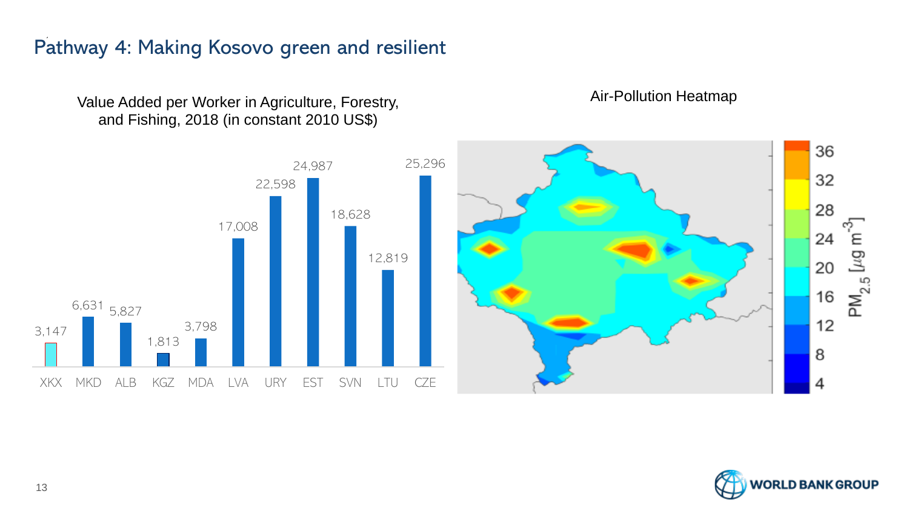## Pathway 4: Making Kosovo green and resilient

Value Added per Worker in Agriculture, Forestry, and Fishing, 2018 (in constant 2010 US$)

| XKX | MKD | ALB | KGZ | MDA | LVA | URY | EST | SVN | LTU | CZE |
|---|---|---|---|---|---|---|---|---|---|---|
| 3,147 | 6,631 | 5,827 | 1,813 | 3,798 | 17,008 | 22,598 | 24,987 | 18,628 | 12,819 | 25,296 |

Air-Pollution Heatmap

$PM_{2.5}$ [$\mu g\ m^{-3}$]: 4, 8, 12, 16, 20, 24, 28, 32, 36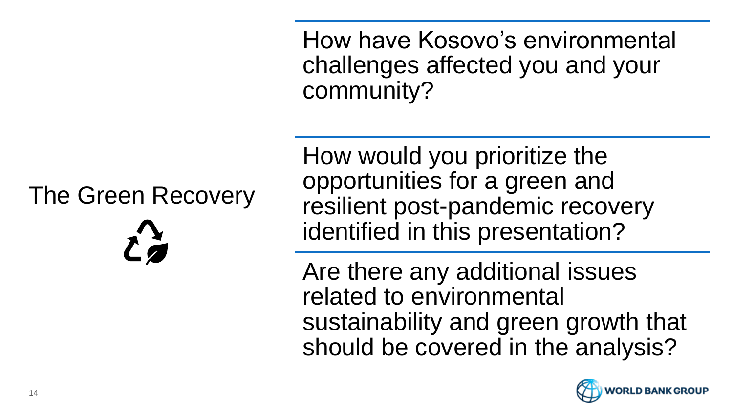## The Green Recovery

How have Kosovo's environmental challenges affected you and your community?

How would you prioritize the opportunities for a green and resilient post-pandemic recovery identified in this presentation?

Are there any additional issues related to environmental sustainability and green growth that should be covered in the analysis?